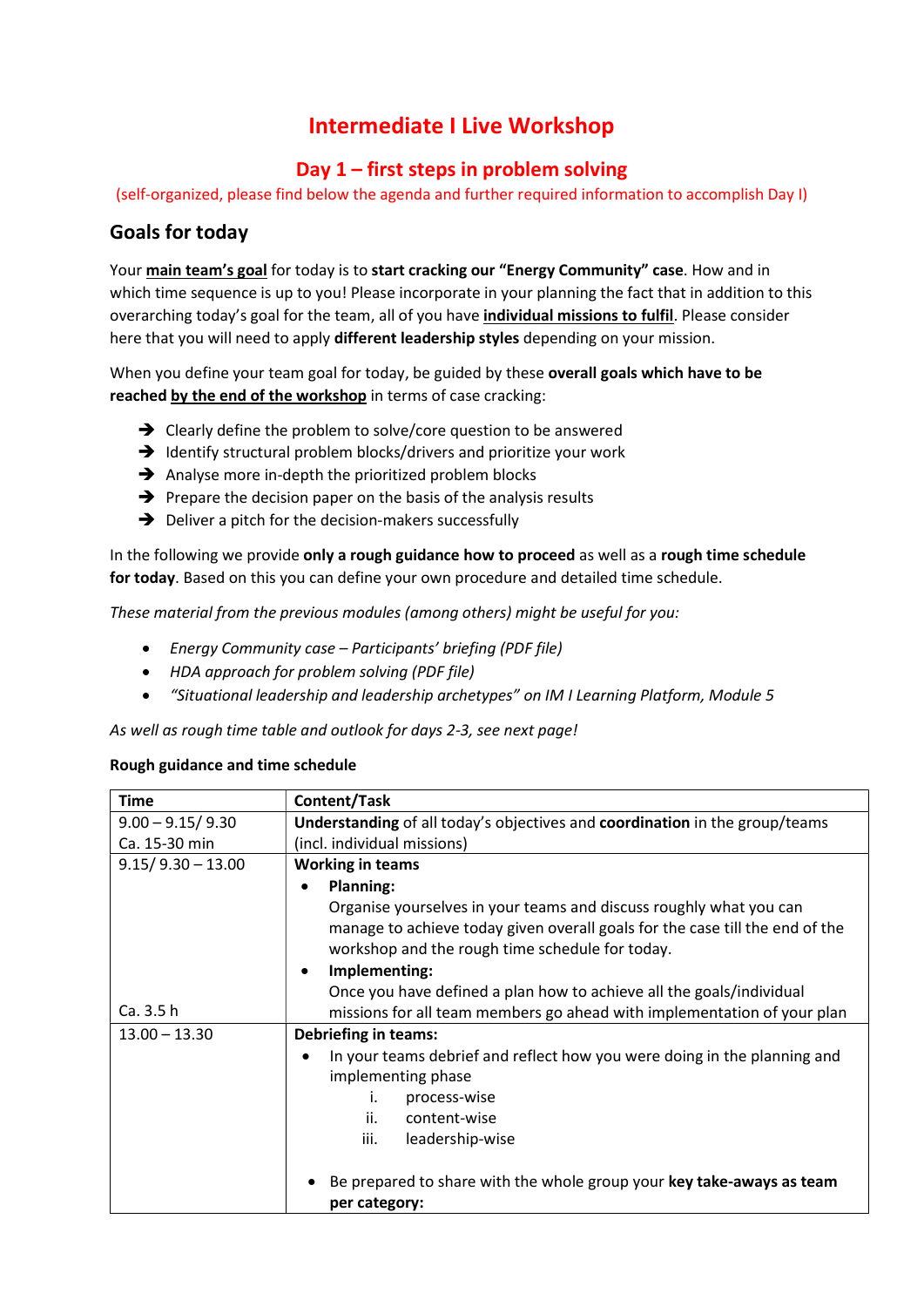# Intermediate I Live Workshop

## Day 1 – first steps in problem solving

(self-organized, please find below the agenda and further required information to accomplish Day I)

## Goals for today

Your **main team's goal** for today is to **start cracking our "Energy Community" case**. How and in which time sequence is up to you! Please incorporate in your planning the fact that in addition to this overarching today's goal for the team, all of you have **individual missions to fulfil**. Please consider here that you will need to apply **different leadership styles** depending on your mission.

When you define your team goal for today, be guided by these **overall goals which have to be reached by the end of the workshop** in terms of case cracking:

- ➔ Clearly define the problem to solve/core question to be answered
- ➔ Identify structural problem blocks/drivers and prioritize your work
- ➔ Analyse more in-depth the prioritized problem blocks
- ➔ Prepare the decision paper on the basis of the analysis results
- ➔ Deliver a pitch for the decision-makers successfully

In the following we provide **only a rough guidance how to proceed** as well as a **rough time schedule for today**. Based on this you can define your own procedure and detailed time schedule.

*These material from the previous modules (among others) might be useful for you:*

- *Energy Community case – Participants' briefing (PDF file)*
- *HDA approach for problem solving (PDF file)*
- *"Situational leadership and leadership archetypes" on IM I Learning Platform, Module 5*

*As well as rough time table and outlook for days 2-3, see next page!*

**Rough guidance and time schedule**

| Time | Content/Task |
|---|---|
| 9.00 – 9.15/ 9.30<br>Ca. 15-30 min | **Understanding** of all today's objectives and **coordination** in the group/teams (incl. individual missions) |
| 9.15/ 9.30 – 13.00<br><br>Ca. 3.5 h | **Working in teams**<br>• **Planning:**<br>Organise yourselves in your teams and discuss roughly what you can manage to achieve today given overall goals for the case till the end of the workshop and the rough time schedule for today.<br>• **Implementing:**<br>Once you have defined a plan how to achieve all the goals/individual missions for all team members go ahead with implementation of your plan |
| 13.00 – 13.30 | **Debriefing in teams:**<br>• In your teams debrief and reflect how you were doing in the planning and implementing phase<br>i. process-wise<br>ii. content-wise<br>iii. leadership-wise<br><br>• Be prepared to share with the whole group your **key take-aways as team per category:** |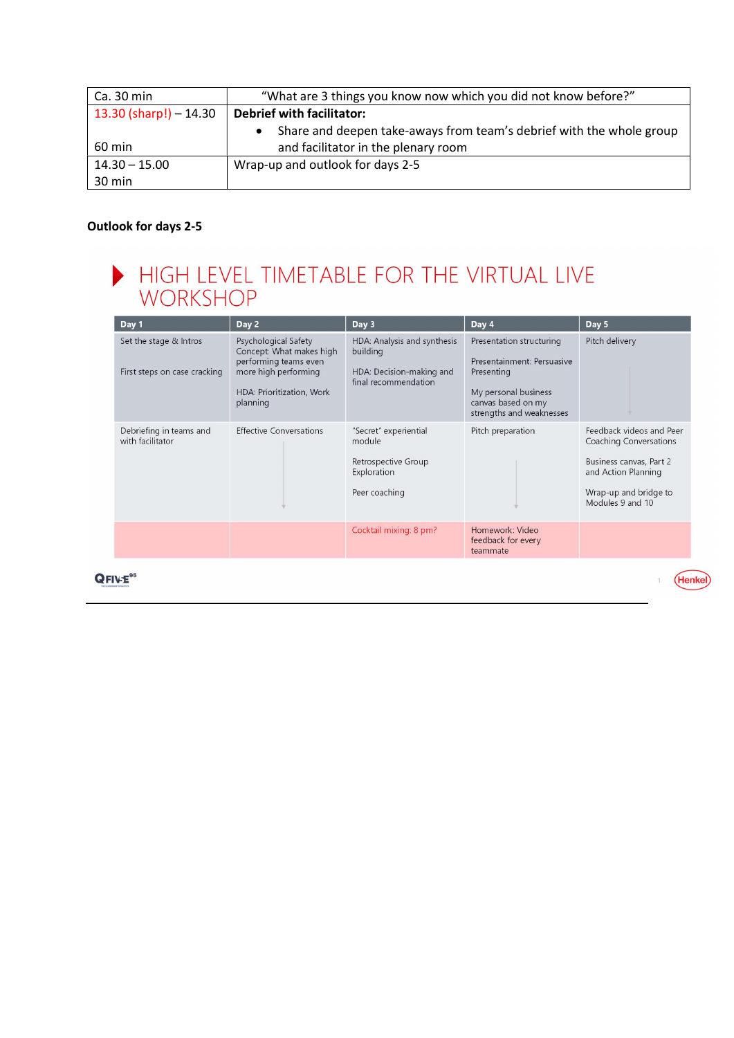| | |
|---|---|
| Ca. 30 min | "What are 3 things you know now which you did not know before?" |
| 13.30 (sharp!) – 14.30<br><br>60 min | **Debrief with facilitator:**<br>• Share and deepen take-aways from team's debrief with the whole group and facilitator in the plenary room |
| 14.30 – 15.00<br>30 min | Wrap-up and outlook for days 2-5 |

**Outlook for days 2-5**

## HIGH LEVEL TIMETABLE FOR THE VIRTUAL LIVE WORKSHOP

| Day 1 | Day 2 | Day 3 | Day 4 | Day 5 |
|---|---|---|---|---|
| Set the stage & Intros<br><br>First steps on case cracking | Psychological Safety Concept: What makes high performing teams even more high performing<br><br>HDA: Prioritization, Work planning | HDA: Analysis and synthesis building<br><br>HDA: Decision-making and final recommendation | Presentation structuring<br><br>Presentainment: Persuasive Presenting<br><br>My personal business canvas based on my strengths and weaknesses | Pitch delivery |
| Debriefing in teams and with facilitator | Effective Conversations | "Secret" experiential module<br><br>Retrospective Group Exploration<br><br>Peer coaching | Pitch preparation | Feedback videos and Peer Coaching Conversations<br><br>Business canvas, Part 2 and Action Planning<br><br>Wrap-up and bridge to Modules 9 and 10 |
| | | Cocktail mixing: 8 pm? | Homework: Video feedback for every teammate | |